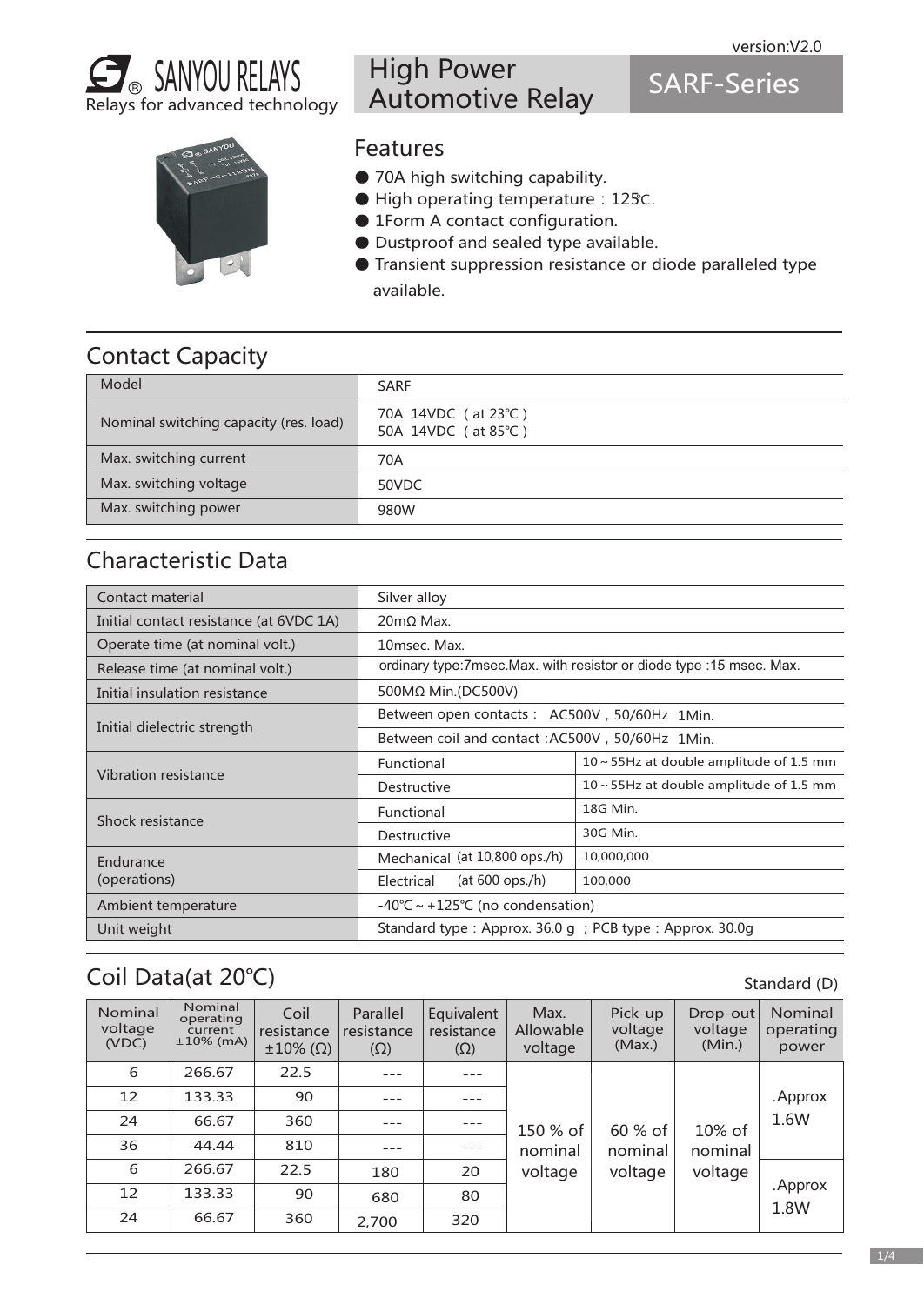version:V2.0

SANYOU RELAYS
Relays for advanced technology

# High Power Automotive Relay

# SARF-Series

## Features

- 70A high switching capability.
- High operating temperature：125℃.
- 1Form A contact configuration.
- Dustproof and sealed type available.
- Transient suppression resistance or diode paralleled type available.

## Contact Capacity

| Model | SARF |
|---|---|
| Nominal switching capacity (res. load) | 70A 14VDC ( at 23℃ )<br>50A 14VDC ( at 85℃ ) |
| Max. switching current | 70A |
| Max. switching voltage | 50VDC |
| Max. switching power | 980W |

## Characteristic Data

| Contact material | Silver alloy | |
|---|---|---|
| Initial contact resistance (at 6VDC 1A) | 20mΩ Max. | |
| Operate time (at nominal volt.) | 10msec. Max. | |
| Release time (at nominal volt.) | ordinary type:7msec.Max. with resistor or diode type :15 msec. Max. | |
| Initial insulation resistance | 500MΩ Min.(DC500V) | |
| Initial dielectric strength | Between open contacts： AC500V，50/60Hz 1Min. | |
| | Between coil and contact :AC500V，50/60Hz 1Min. | |
| Vibration resistance | Functional | 10～55Hz at double amplitude of 1.5 mm |
| | Destructive | 10～55Hz at double amplitude of 1.5 mm |
| Shock resistance | Functional | 18G Min. |
| | Destructive | 30G Min. |
| Endurance (operations) | Mechanical (at 10,800 ops./h) | 10,000,000 |
| | Electrical (at 600 ops./h) | 100,000 |
| Ambient temperature | -40℃～+125℃ (no condensation) | |
| Unit weight | Standard type：Approx. 36.0 g ；PCB type：Approx. 30.0g | |

## Coil Data(at 20℃)

Standard (D)

| Nominal voltage (VDC) | Nominal operating current ±10% (mA) | Coil resistance ±10% (Ω) | Parallel resistance (Ω) | Equivalent resistance (Ω) | Max. Allowable voltage | Pick-up voltage (Max.) | Drop-out voltage (Min.) | Nominal operating power |
|---|---|---|---|---|---|---|---|---|
| 6 | 266.67 | 22.5 | --- | --- | 150 % of nominal voltage | 60 % of nominal voltage | 10% of nominal voltage | .Approx 1.6W |
| 12 | 133.33 | 90 | --- | --- | | | | |
| 24 | 66.67 | 360 | --- | --- | | | | |
| 36 | 44.44 | 810 | --- | --- | | | | |
| 6 | 266.67 | 22.5 | 180 | 20 | | | | .Approx 1.8W |
| 12 | 133.33 | 90 | 680 | 80 | | | | |
| 24 | 66.67 | 360 | 2,700 | 320 | | | | |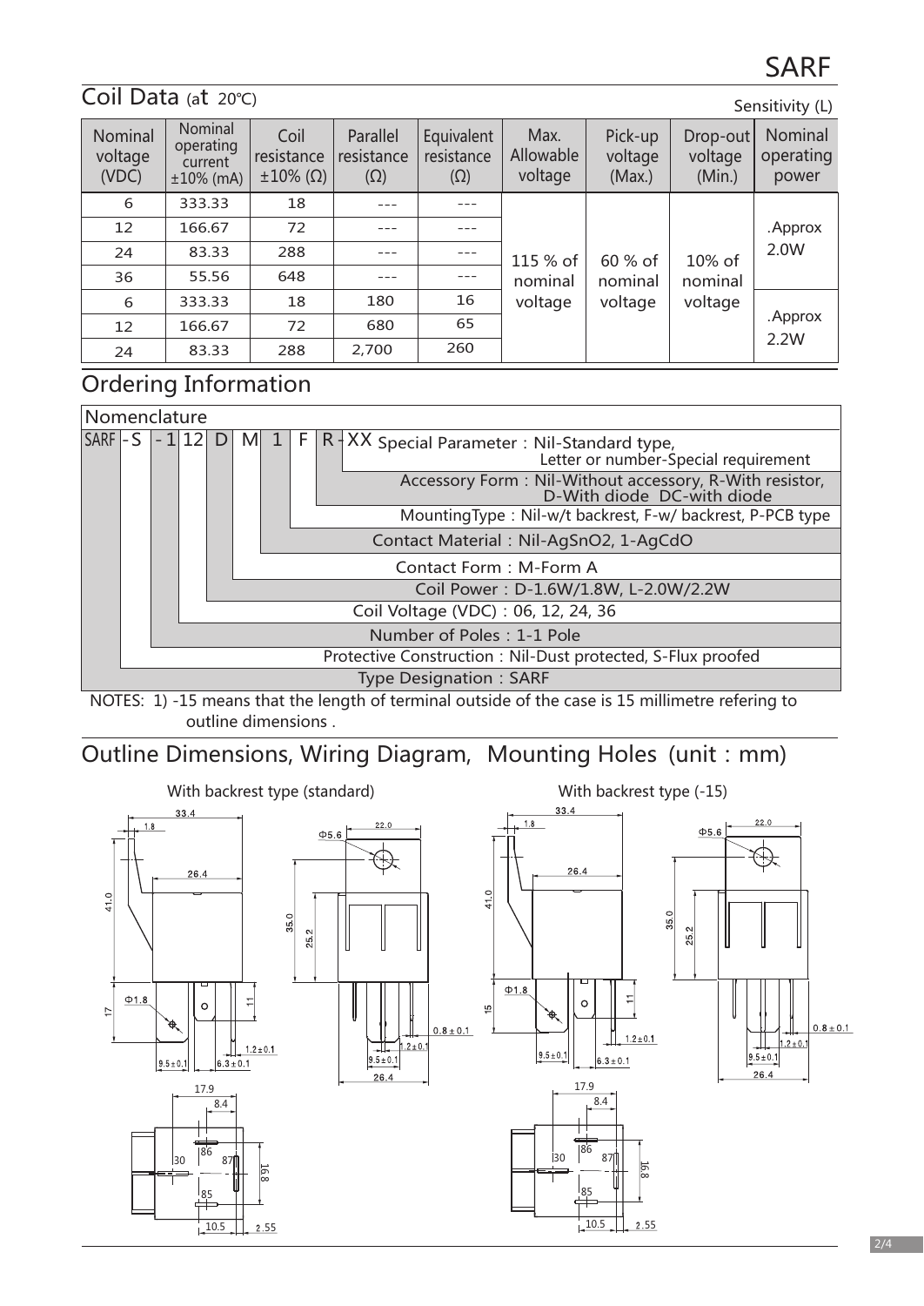# SARF

## Coil Data (at 20℃)

Sensitivity (L)

| Nominal voltage (VDC) | Nominal operating current ±10% (mA) | Coil resistance ±10% (Ω) | Parallel resistance (Ω) | Equivalent resistance (Ω) | Max. Allowable voltage | Pick-up voltage (Max.) | Drop-out voltage (Min.) | Nominal operating power |
|---|---|---|---|---|---|---|---|---|
| 6 | 333.33 | 18 | --- | --- | 115 % of nominal voltage | 60 % of nominal voltage | 10% of nominal voltage | .Approx 2.0W |
| 12 | 166.67 | 72 | --- | --- | | | | |
| 24 | 83.33 | 288 | --- | --- | | | | |
| 36 | 55.56 | 648 | --- | --- | | | | |
| 6 | 333.33 | 18 | 180 | 16 | | | | .Approx 2.2W |
| 12 | 166.67 | 72 | 680 | 65 | | | | |
| 24 | 83.33 | 288 | 2,700 | 260 | | | | |

## Ordering Information

**Nomenclature**

SARF - S - 1 12 D M 1 F R - XX

- Special Parameter : Nil-Standard type, Letter or number-Special requirement
- Accessory Form : Nil-Without accessory, R-With resistor, D-With diode DC-with diode
- MountingType : Nil-w/t backrest, F-w/ backrest, P-PCB type
- Contact Material : Nil-AgSnO2, 1-AgCdO
- Contact Form : M-Form A
- Coil Power : D-1.6W/1.8W, L-2.0W/2.2W
- Coil Voltage (VDC) : 06, 12, 24, 36
- Number of Poles : 1-1 Pole
- Protective Construction : Nil-Dust protected, S-Flux proofed
- Type Designation : SARF

NOTES: 1) -15 means that the length of terminal outside of the case is 15 millimetre refering to outline dimensions .

## Outline Dimensions, Wiring Diagram, Mounting Holes (unit : mm)

With backrest type (standard)

With backrest type (-15)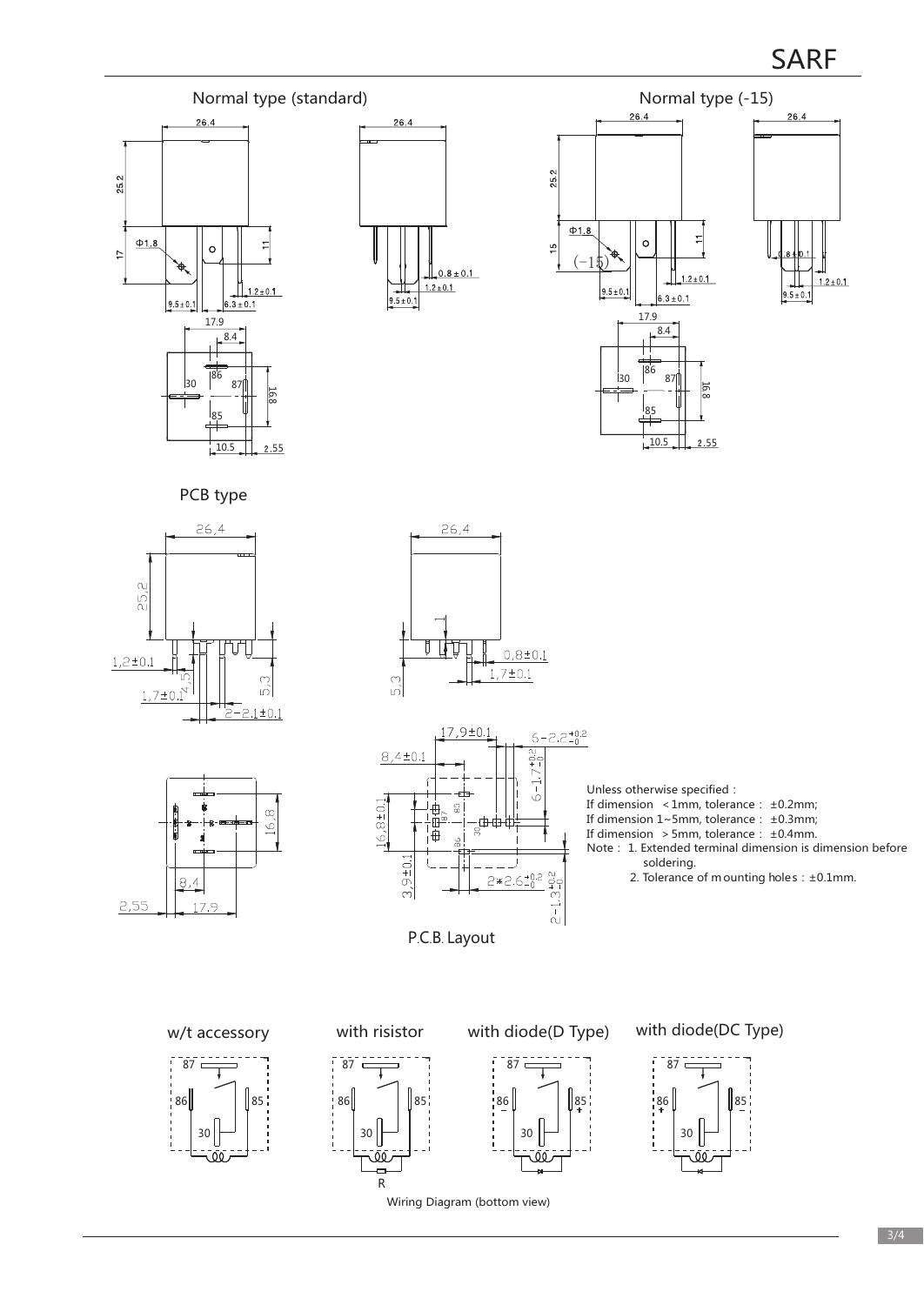## Normal type (standard)

## Normal type (-15)

## PCB type

P.C.B. Layout

Unless otherwise specified :

If dimension < 1mm, tolerance : ±0.2mm;

If dimension 1~5mm, tolerance : ±0.3mm;

If dimension > 5mm, tolerance : ±0.4mm.

Note : 1. Extended terminal dimension is dimension before soldering.

2. Tolerance of mounting holes : ±0.1mm.

w/t accessory

with risistor

with diode(D Type)

with diode(DC Type)

Wiring Diagram (bottom view)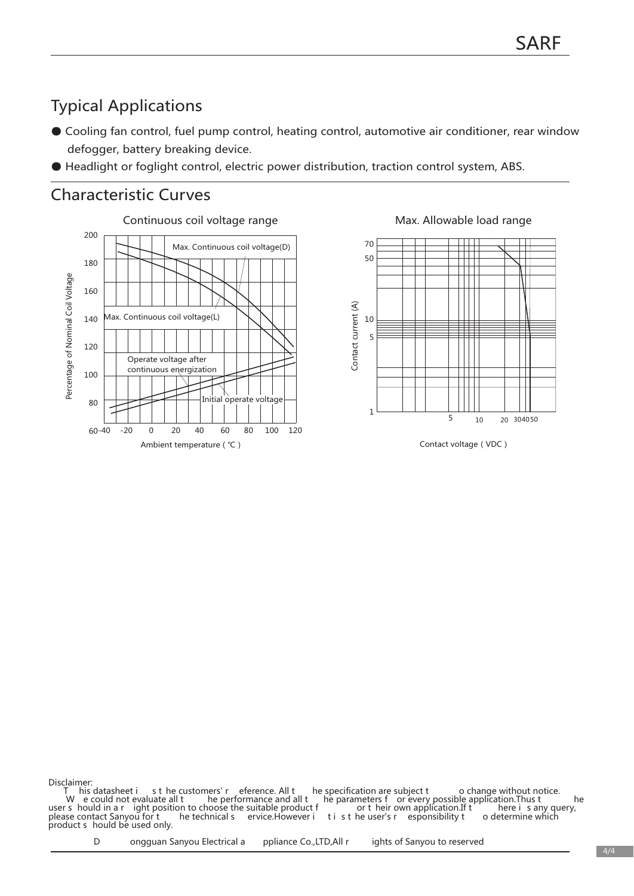## Typical Applications

- Cooling fan control, fuel pump control, heating control, automotive air conditioner, rear window defogger, battery breaking device.
- Headlight or foglight control, electric power distribution, traction control system, ABS.

## Characteristic Curves

Continuous coil voltage range

200
180
160
140
120
100
80
60
-40 -20 0 20 40 60 80 100 120

Percentage of Nominal Coil Voltage

Ambient temperature ( ℃ )

Max. Continuous coil voltage(D)

Max. Continuous coil voltage(L)

Operate voltage after continuous energization

Initial operate voltage

Max. Allowable load range

70
50
10
5
1

Contact current (A)

5 10 20 30 40 50

Contact voltage ( VDC )

Disclaimer:
This datasheet is the customers' reference. All the specification are subject to change without notice.
We could not evaluate all the performance and all the parameters for every possible application.Thus the user should in a right position to choose the suitable product for their own application.If there is any query, please contact Sanyou for the technical service.However it is the user's responsibility to determine which product should be used only.

Dongguan Sanyou Electrical appliance Co.,LTD,All rights of Sanyou to reserved